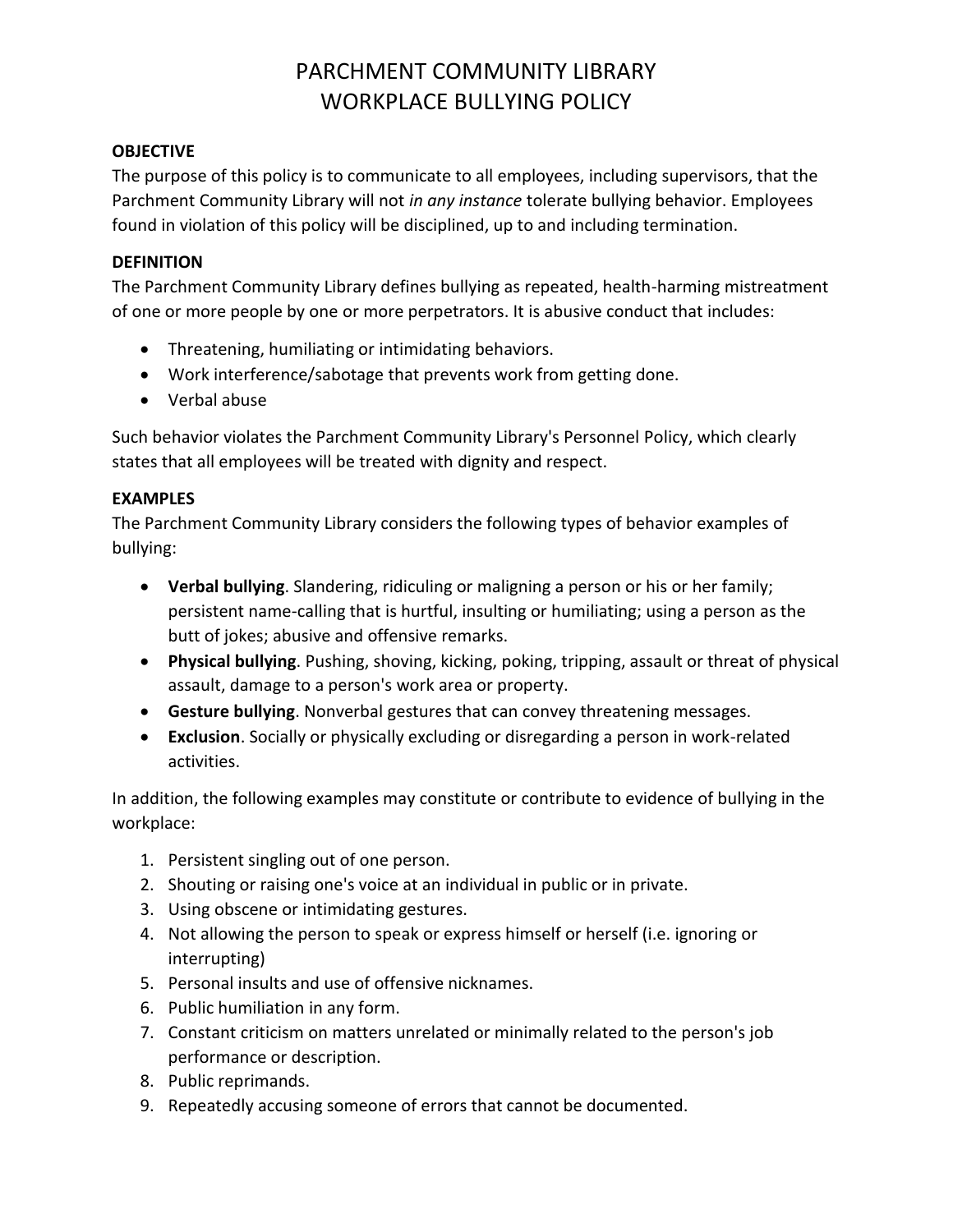# PARCHMENT COMMUNITY LIBRARY
# WORKPLACE BULLYING POLICY

**OBJECTIVE**

The purpose of this policy is to communicate to all employees, including supervisors, that the Parchment Community Library will not *in any instance* tolerate bullying behavior. Employees found in violation of this policy will be disciplined, up to and including termination.

**DEFINITION**

The Parchment Community Library defines bullying as repeated, health-harming mistreatment of one or more people by one or more perpetrators. It is abusive conduct that includes:

- Threatening, humiliating or intimidating behaviors.
- Work interference/sabotage that prevents work from getting done.
- Verbal abuse

Such behavior violates the Parchment Community Library's Personnel Policy, which clearly states that all employees will be treated with dignity and respect.

**EXAMPLES**

The Parchment Community Library considers the following types of behavior examples of bullying:

- **Verbal bullying**. Slandering, ridiculing or maligning a person or his or her family; persistent name-calling that is hurtful, insulting or humiliating; using a person as the butt of jokes; abusive and offensive remarks.
- **Physical bullying**. Pushing, shoving, kicking, poking, tripping, assault or threat of physical assault, damage to a person's work area or property.
- **Gesture bullying**. Nonverbal gestures that can convey threatening messages.
- **Exclusion**. Socially or physically excluding or disregarding a person in work-related activities.

In addition, the following examples may constitute or contribute to evidence of bullying in the workplace:

1. Persistent singling out of one person.
2. Shouting or raising one's voice at an individual in public or in private.
3. Using obscene or intimidating gestures.
4. Not allowing the person to speak or express himself or herself (i.e. ignoring or interrupting)
5. Personal insults and use of offensive nicknames.
6. Public humiliation in any form.
7. Constant criticism on matters unrelated or minimally related to the person's job performance or description.
8. Public reprimands.
9. Repeatedly accusing someone of errors that cannot be documented.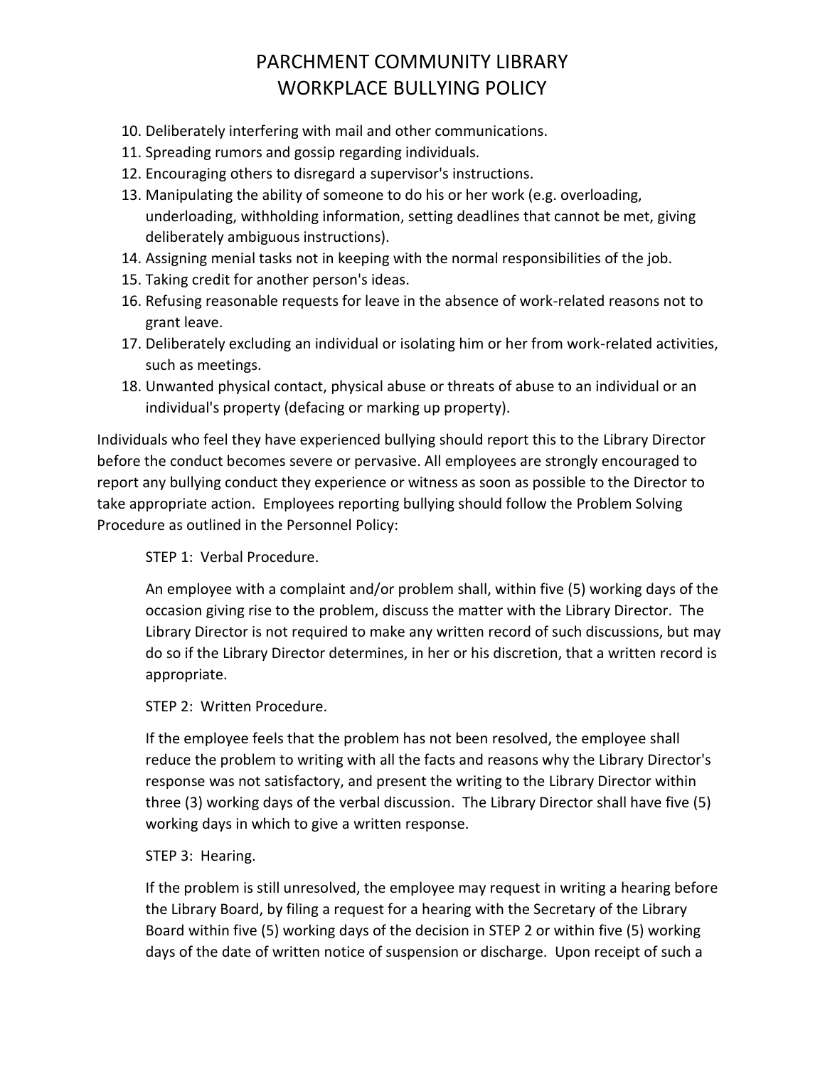10. Deliberately interfering with mail and other communications.
11. Spreading rumors and gossip regarding individuals.
12. Encouraging others to disregard a supervisor's instructions.
13. Manipulating the ability of someone to do his or her work (e.g. overloading, underloading, withholding information, setting deadlines that cannot be met, giving deliberately ambiguous instructions).
14. Assigning menial tasks not in keeping with the normal responsibilities of the job.
15. Taking credit for another person's ideas.
16. Refusing reasonable requests for leave in the absence of work-related reasons not to grant leave.
17. Deliberately excluding an individual or isolating him or her from work-related activities, such as meetings.
18. Unwanted physical contact, physical abuse or threats of abuse to an individual or an individual's property (defacing or marking up property).

Individuals who feel they have experienced bullying should report this to the Library Director before the conduct becomes severe or pervasive. All employees are strongly encouraged to report any bullying conduct they experience or witness as soon as possible to the Director to take appropriate action. Employees reporting bullying should follow the Problem Solving Procedure as outlined in the Personnel Policy:

STEP 1: Verbal Procedure.

An employee with a complaint and/or problem shall, within five (5) working days of the occasion giving rise to the problem, discuss the matter with the Library Director. The Library Director is not required to make any written record of such discussions, but may do so if the Library Director determines, in her or his discretion, that a written record is appropriate.

STEP 2: Written Procedure.

If the employee feels that the problem has not been resolved, the employee shall reduce the problem to writing with all the facts and reasons why the Library Director's response was not satisfactory, and present the writing to the Library Director within three (3) working days of the verbal discussion. The Library Director shall have five (5) working days in which to give a written response.

STEP 3: Hearing.

If the problem is still unresolved, the employee may request in writing a hearing before the Library Board, by filing a request for a hearing with the Secretary of the Library Board within five (5) working days of the decision in STEP 2 or within five (5) working days of the date of written notice of suspension or discharge. Upon receipt of such a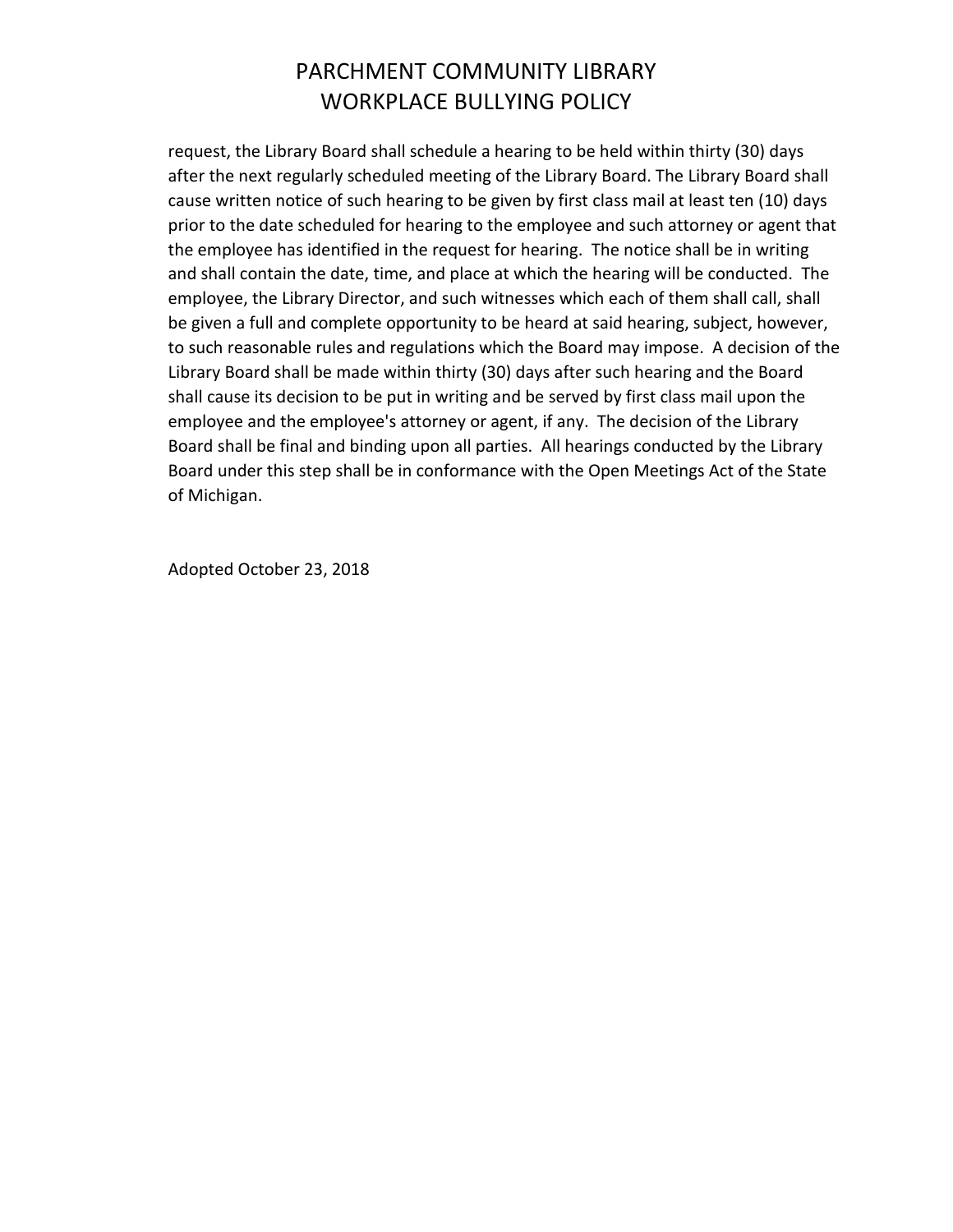request, the Library Board shall schedule a hearing to be held within thirty (30) days after the next regularly scheduled meeting of the Library Board. The Library Board shall cause written notice of such hearing to be given by first class mail at least ten (10) days prior to the date scheduled for hearing to the employee and such attorney or agent that the employee has identified in the request for hearing. The notice shall be in writing and shall contain the date, time, and place at which the hearing will be conducted. The employee, the Library Director, and such witnesses which each of them shall call, shall be given a full and complete opportunity to be heard at said hearing, subject, however, to such reasonable rules and regulations which the Board may impose. A decision of the Library Board shall be made within thirty (30) days after such hearing and the Board shall cause its decision to be put in writing and be served by first class mail upon the employee and the employee's attorney or agent, if any. The decision of the Library Board shall be final and binding upon all parties. All hearings conducted by the Library Board under this step shall be in conformance with the Open Meetings Act of the State of Michigan.

Adopted October 23, 2018